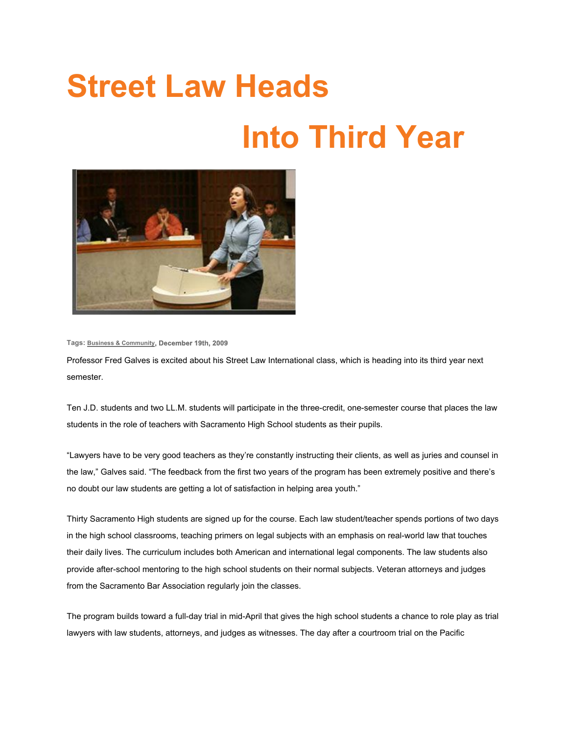# Street Law Heads Into Third Year

Tags: Business & Community, December 19th, 2009

Professor Fred Galves is excited about his Street Law International class, which is heading into its third year next semester.

Ten J.D. students and two LL.M. students will participate in the three-credit, one-semester course that places the law students in the role of teachers with Sacramento High School students as their pupils.

“Lawyers have to be very good teachers as they’re constantly instructing their clients, as well as juries and counsel in the law,” Galves said. “The feedback from the first two years of the program has been extremely positive and there’s no doubt our law students are getting a lot of satisfaction in helping area youth.”

Thirty Sacramento High students are signed up for the course. Each law student/teacher spends portions of two days in the high school classrooms, teaching primers on legal subjects with an emphasis on real-world law that touches their daily lives. The curriculum includes both American and international legal components. The law students also provide after-school mentoring to the high school students on their normal subjects. Veteran attorneys and judges from the Sacramento Bar Association regularly join the classes.

The program builds toward a full-day trial in mid-April that gives the high school students a chance to role play as trial lawyers with law students, attorneys, and judges as witnesses. The day after a courtroom trial on the Pacific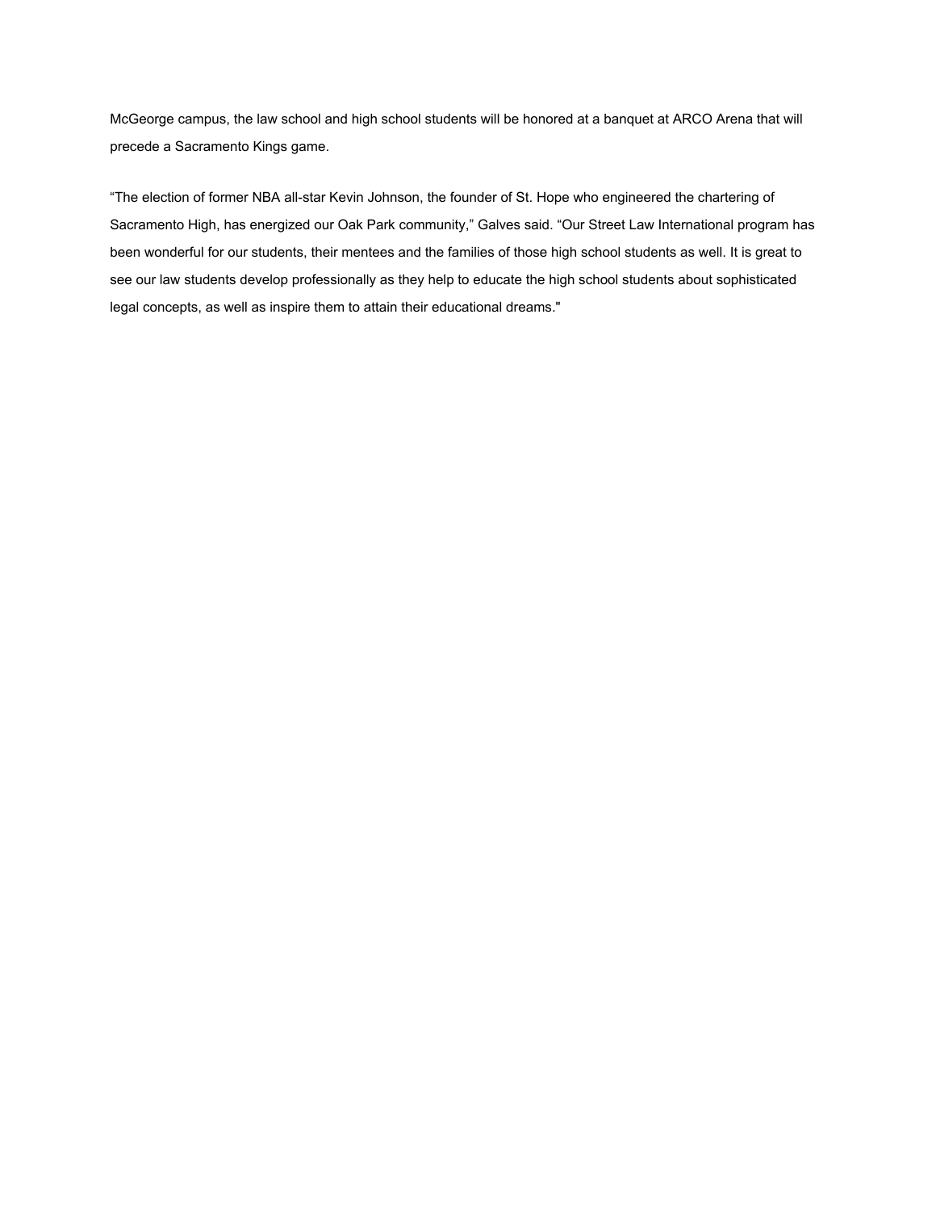McGeorge campus, the law school and high school students will be honored at a banquet at ARCO Arena that will precede a Sacramento Kings game.

“The election of former NBA all-star Kevin Johnson, the founder of St. Hope who engineered the chartering of Sacramento High, has energized our Oak Park community,” Galves said. “Our Street Law International program has been wonderful for our students, their mentees and the families of those high school students as well. It is great to see our law students develop professionally as they help to educate the high school students about sophisticated legal concepts, as well as inspire them to attain their educational dreams."